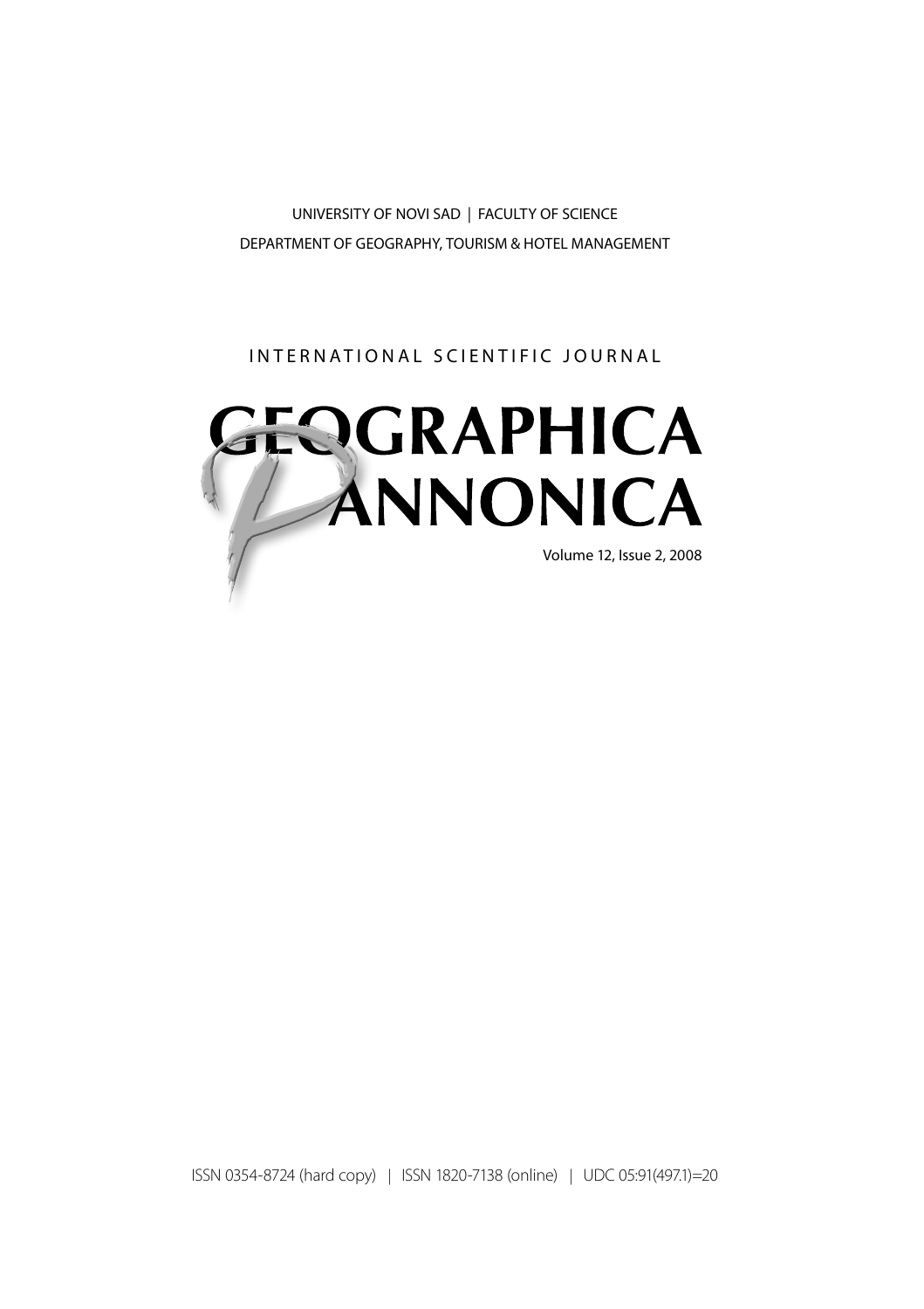UNIVERSITY OF NOVI SAD | FACULTY OF SCIENCE

DEPARTMENT OF GEOGRAPHY, TOURISM & HOTEL MANAGEMENT

INTERNATIONAL SCIENTIFIC JOURNAL

# GEOGRAPHICA PANNONICA

Volume 12, Issue 2, 2008

ISSN 0354-8724 (hard copy) | ISSN 1820-7138 (online) | UDC 05:91(497.1)=20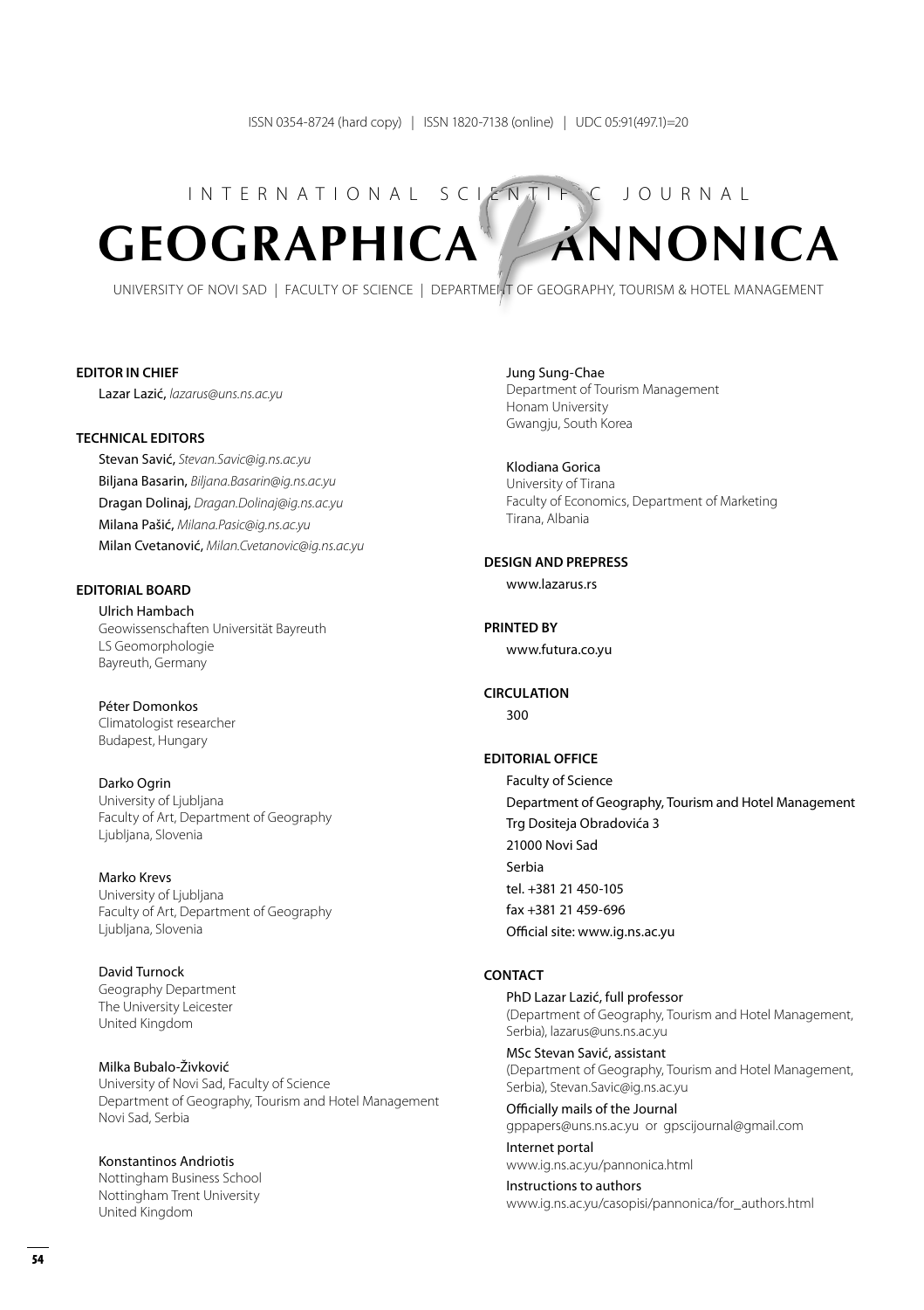ISSN 0354-8724 (hard copy) | ISSN 1820-7138 (online) | UDC 05:91(497.1)=20

INTERNATIONAL SCIENTIFIC JOURNAL

# GEOGRAPHICA PANNONICA

UNIVERSITY OF NOVI SAD | FACULTY OF SCIENCE | DEPARTMENT OF GEOGRAPHY, TOURISM & HOTEL MANAGEMENT

**EDITOR IN CHIEF**

Lazar Lazić, *lazarus@uns.ns.ac.yu*

**TECHNICAL EDITORS**

Stevan Savić, *Stevan.Savic@ig.ns.ac.yu*
Biljana Basarin, *Biljana.Basarin@ig.ns.ac.yu*
Dragan Dolinaj, *Dragan.Dolinaj@ig.ns.ac.yu*
Milana Pašić, *Milana.Pasic@ig.ns.ac.yu*
Milan Cvetanović, *Milan.Cvetanovic@ig.ns.ac.yu*

**EDITORIAL BOARD**

Ulrich Hambach
Geowissenschaften Universität Bayreuth
LS Geomorphologie
Bayreuth, Germany

Péter Domonkos
Climatologist researcher
Budapest, Hungary

Darko Ogrin
University of Ljubljana
Faculty of Art, Department of Geography
Ljubljana, Slovenia

Marko Krevs
University of Ljubljana
Faculty of Art, Department of Geography
Ljubljana, Slovenia

David Turnock
Geography Department
The University Leicester
United Kingdom

Milka Bubalo-Živković
University of Novi Sad, Faculty of Science
Department of Geography, Tourism and Hotel Management
Novi Sad, Serbia

Konstantinos Andriotis
Nottingham Business School
Nottingham Trent University
United Kingdom

Jung Sung-Chae
Department of Tourism Management
Honam University
Gwangju, South Korea

Klodiana Gorica
University of Tirana
Faculty of Economics, Department of Marketing
Tirana, Albania

**DESIGN AND PREPRESS**

www.lazarus.rs

**PRINTED BY**

www.futura.co.yu

**CIRCULATION**

300

**EDITORIAL OFFICE**

Faculty of Science
Department of Geography, Tourism and Hotel Management
Trg Dositeja Obradovića 3
21000 Novi Sad
Serbia
tel. +381 21 450-105
fax +381 21 459-696
Official site: www.ig.ns.ac.yu

**CONTACT**

PhD Lazar Lazić, full professor
(Department of Geography, Tourism and Hotel Management, Serbia), lazarus@uns.ns.ac.yu

MSc Stevan Savić, assistant
(Department of Geography, Tourism and Hotel Management, Serbia), Stevan.Savic@ig.ns.ac.yu

Officially mails of the Journal
gppapers@uns.ns.ac.yu or gpscijournal@gmail.com

Internet portal
www.ig.ns.ac.yu/pannonica.html

Instructions to authors
www.ig.ns.ac.yu/casopisi/pannonica/for_authors.html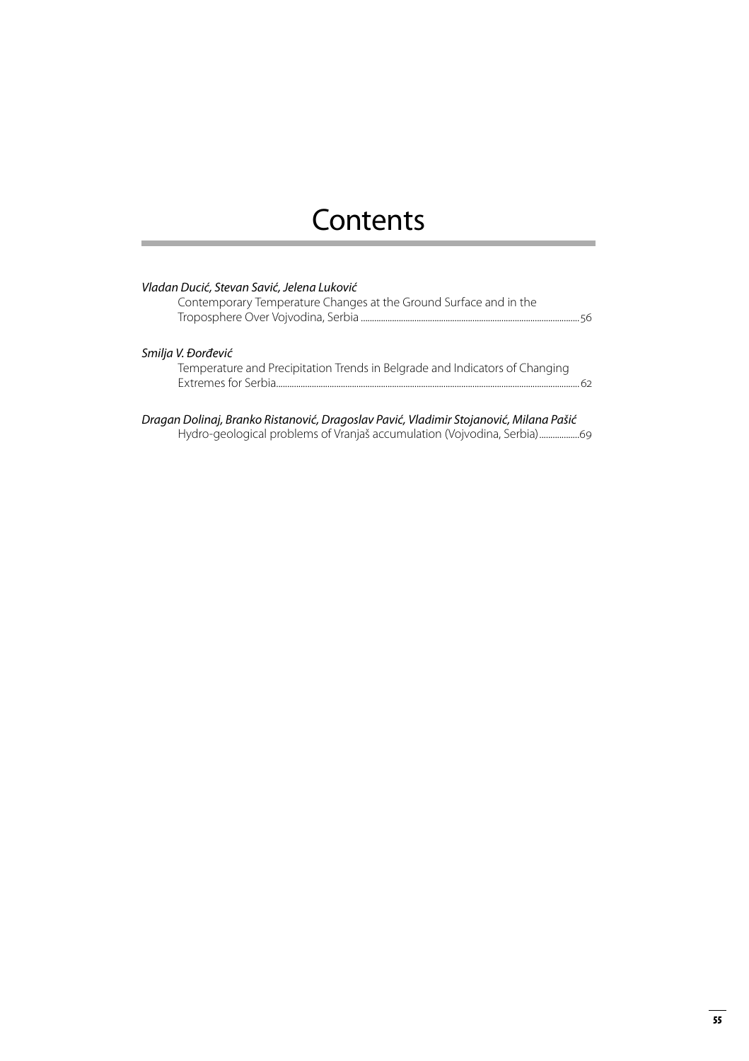# Contents

*Vladan Ducić, Stevan Savić, Jelena Luković*
Contemporary Temperature Changes at the Ground Surface and in the Troposphere Over Vojvodina, Serbia ........ 56

*Smilja V. Đorđević*
Temperature and Precipitation Trends in Belgrade and Indicators of Changing Extremes for Serbia ........ 62

*Dragan Dolinaj, Branko Ristanović, Dragoslav Pavić, Vladimir Stojanović, Milana Pašić*
Hydro-geological problems of Vranjaš accumulation (Vojvodina, Serbia) ........ 69